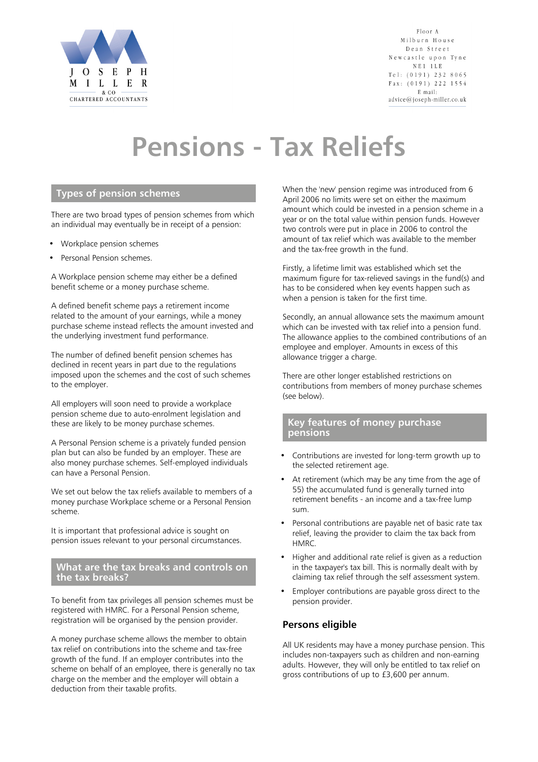JOSEPH MILLER & CO CHARTERED ACCOUNTANTS

Floor A
Milburn House
Dean Street
Newcastle upon Tyne
NE1 1LE
Tel: (0191) 232 8065
Fax: (0191) 222 1554
E mail:
advice@joseph-miller.co.uk

# Pensions - Tax Reliefs

## Types of pension schemes

There are two broad types of pension schemes from which an individual may eventually be in receipt of a pension:

- Workplace pension schemes
- Personal Pension schemes.

A Workplace pension scheme may either be a defined benefit scheme or a money purchase scheme.

A defined benefit scheme pays a retirement income related to the amount of your earnings, while a money purchase scheme instead reflects the amount invested and the underlying investment fund performance.

The number of defined benefit pension schemes has declined in recent years in part due to the regulations imposed upon the schemes and the cost of such schemes to the employer.

All employers will soon need to provide a workplace pension scheme due to auto-enrolment legislation and these are likely to be money purchase schemes.

A Personal Pension scheme is a privately funded pension plan but can also be funded by an employer. These are also money purchase schemes. Self-employed individuals can have a Personal Pension.

We set out below the tax reliefs available to members of a money purchase Workplace scheme or a Personal Pension scheme.

It is important that professional advice is sought on pension issues relevant to your personal circumstances.

## What are the tax breaks and controls on the tax breaks?

To benefit from tax privileges all pension schemes must be registered with HMRC. For a Personal Pension scheme, registration will be organised by the pension provider.

A money purchase scheme allows the member to obtain tax relief on contributions into the scheme and tax-free growth of the fund. If an employer contributes into the scheme on behalf of an employee, there is generally no tax charge on the member and the employer will obtain a deduction from their taxable profits.

When the 'new' pension regime was introduced from 6 April 2006 no limits were set on either the maximum amount which could be invested in a pension scheme in a year or on the total value within pension funds. However two controls were put in place in 2006 to control the amount of tax relief which was available to the member and the tax-free growth in the fund.

Firstly, a lifetime limit was established which set the maximum figure for tax-relieved savings in the fund(s) and has to be considered when key events happen such as when a pension is taken for the first time.

Secondly, an annual allowance sets the maximum amount which can be invested with tax relief into a pension fund. The allowance applies to the combined contributions of an employee and employer. Amounts in excess of this allowance trigger a charge.

There are other longer established restrictions on contributions from members of money purchase schemes (see below).

## Key features of money purchase pensions

- Contributions are invested for long-term growth up to the selected retirement age.
- At retirement (which may be any time from the age of 55) the accumulated fund is generally turned into retirement benefits - an income and a tax-free lump sum.
- Personal contributions are payable net of basic rate tax relief, leaving the provider to claim the tax back from HMRC.
- Higher and additional rate relief is given as a reduction in the taxpayer's tax bill. This is normally dealt with by claiming tax relief through the self assessment system.
- Employer contributions are payable gross direct to the pension provider.

### Persons eligible

All UK residents may have a money purchase pension. This includes non-taxpayers such as children and non-earning adults. However, they will only be entitled to tax relief on gross contributions of up to £3,600 per annum.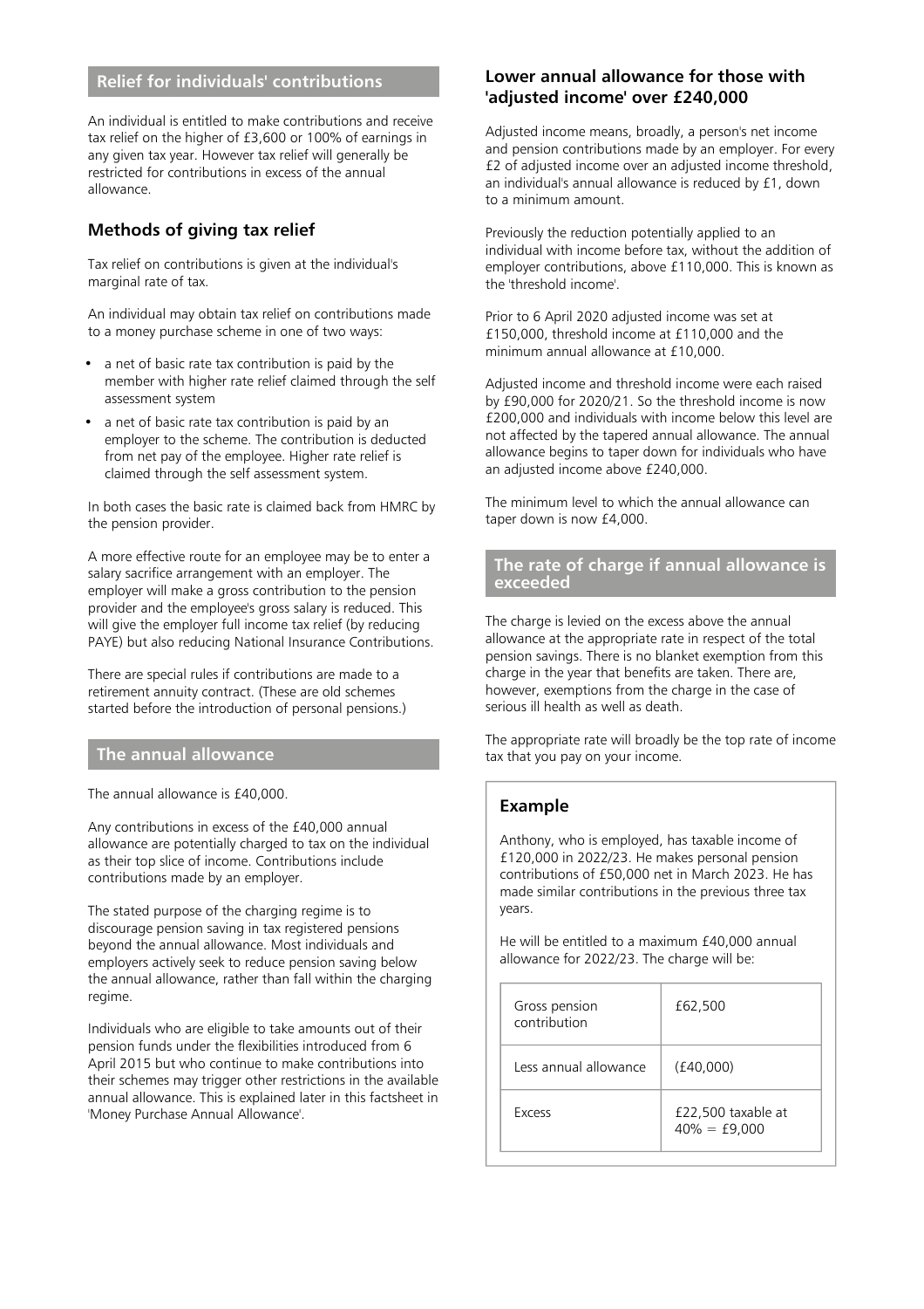## Relief for individuals' contributions

An individual is entitled to make contributions and receive tax relief on the higher of £3,600 or 100% of earnings in any given tax year. However tax relief will generally be restricted for contributions in excess of the annual allowance.

### Methods of giving tax relief

Tax relief on contributions is given at the individual's marginal rate of tax.

An individual may obtain tax relief on contributions made to a money purchase scheme in one of two ways:

- a net of basic rate tax contribution is paid by the member with higher rate relief claimed through the self assessment system
- a net of basic rate tax contribution is paid by an employer to the scheme. The contribution is deducted from net pay of the employee. Higher rate relief is claimed through the self assessment system.

In both cases the basic rate is claimed back from HMRC by the pension provider.

A more effective route for an employee may be to enter a salary sacrifice arrangement with an employer. The employer will make a gross contribution to the pension provider and the employee's gross salary is reduced. This will give the employer full income tax relief (by reducing PAYE) but also reducing National Insurance Contributions.

There are special rules if contributions are made to a retirement annuity contract. (These are old schemes started before the introduction of personal pensions.)

## The annual allowance

The annual allowance is £40,000.

Any contributions in excess of the £40,000 annual allowance are potentially charged to tax on the individual as their top slice of income. Contributions include contributions made by an employer.

The stated purpose of the charging regime is to discourage pension saving in tax registered pensions beyond the annual allowance. Most individuals and employers actively seek to reduce pension saving below the annual allowance, rather than fall within the charging regime.

Individuals who are eligible to take amounts out of their pension funds under the flexibilities introduced from 6 April 2015 but who continue to make contributions into their schemes may trigger other restrictions in the available annual allowance. This is explained later in this factsheet in 'Money Purchase Annual Allowance'.

### Lower annual allowance for those with 'adjusted income' over £240,000

Adjusted income means, broadly, a person's net income and pension contributions made by an employer. For every £2 of adjusted income over an adjusted income threshold, an individual's annual allowance is reduced by £1, down to a minimum amount.

Previously the reduction potentially applied to an individual with income before tax, without the addition of employer contributions, above £110,000. This is known as the 'threshold income'.

Prior to 6 April 2020 adjusted income was set at £150,000, threshold income at £110,000 and the minimum annual allowance at £10,000.

Adjusted income and threshold income were each raised by £90,000 for 2020/21. So the threshold income is now £200,000 and individuals with income below this level are not affected by the tapered annual allowance. The annual allowance begins to taper down for individuals who have an adjusted income above £240,000.

The minimum level to which the annual allowance can taper down is now £4,000.

## The rate of charge if annual allowance is exceeded

The charge is levied on the excess above the annual allowance at the appropriate rate in respect of the total pension savings. There is no blanket exemption from this charge in the year that benefits are taken. There are, however, exemptions from the charge in the case of serious ill health as well as death.

The appropriate rate will broadly be the top rate of income tax that you pay on your income.

### Example

Anthony, who is employed, has taxable income of £120,000 in 2022/23. He makes personal pension contributions of £50,000 net in March 2023. He has made similar contributions in the previous three tax years.

He will be entitled to a maximum £40,000 annual allowance for 2022/23. The charge will be:

| | |
|---|---|
| Gross pension contribution | £62,500 |
| Less annual allowance | (£40,000) |
| Excess | £22,500 taxable at 40% = £9,000 |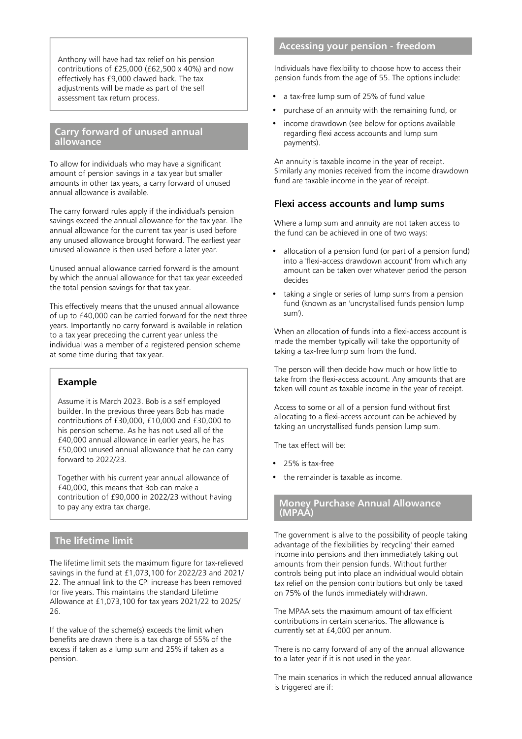Anthony will have had tax relief on his pension contributions of £25,000 (£62,500 x 40%) and now effectively has £9,000 clawed back. The tax adjustments will be made as part of the self assessment tax return process.

## Carry forward of unused annual allowance

To allow for individuals who may have a significant amount of pension savings in a tax year but smaller amounts in other tax years, a carry forward of unused annual allowance is available.

The carry forward rules apply if the individual's pension savings exceed the annual allowance for the tax year. The annual allowance for the current tax year is used before any unused allowance brought forward. The earliest year unused allowance is then used before a later year.

Unused annual allowance carried forward is the amount by which the annual allowance for that tax year exceeded the total pension savings for that tax year.

This effectively means that the unused annual allowance of up to £40,000 can be carried forward for the next three years. Importantly no carry forward is available in relation to a tax year preceding the current year unless the individual was a member of a registered pension scheme at some time during that tax year.

### Example

Assume it is March 2023. Bob is a self employed builder. In the previous three years Bob has made contributions of £30,000, £10,000 and £30,000 to his pension scheme. As he has not used all of the £40,000 annual allowance in earlier years, he has £50,000 unused annual allowance that he can carry forward to 2022/23.

Together with his current year annual allowance of £40,000, this means that Bob can make a contribution of £90,000 in 2022/23 without having to pay any extra tax charge.

## The lifetime limit

The lifetime limit sets the maximum figure for tax-relieved savings in the fund at £1,073,100 for 2022/23 and 2021/22. The annual link to the CPI increase has been removed for five years. This maintains the standard Lifetime Allowance at £1,073,100 for tax years 2021/22 to 2025/26.

If the value of the scheme(s) exceeds the limit when benefits are drawn there is a tax charge of 55% of the excess if taken as a lump sum and 25% if taken as a pension.

## Accessing your pension - freedom

Individuals have flexibility to choose how to access their pension funds from the age of 55. The options include:

- a tax-free lump sum of 25% of fund value
- purchase of an annuity with the remaining fund, or
- income drawdown (see below for options available regarding flexi access accounts and lump sum payments).

An annuity is taxable income in the year of receipt. Similarly any monies received from the income drawdown fund are taxable income in the year of receipt.

### Flexi access accounts and lump sums

Where a lump sum and annuity are not taken access to the fund can be achieved in one of two ways:

- allocation of a pension fund (or part of a pension fund) into a 'flexi-access drawdown account' from which any amount can be taken over whatever period the person decides
- taking a single or series of lump sums from a pension fund (known as an 'uncrystallised funds pension lump sum').

When an allocation of funds into a flexi-access account is made the member typically will take the opportunity of taking a tax-free lump sum from the fund.

The person will then decide how much or how little to take from the flexi-access account. Any amounts that are taken will count as taxable income in the year of receipt.

Access to some or all of a pension fund without first allocating to a flexi-access account can be achieved by taking an uncrystallised funds pension lump sum.

The tax effect will be:

- 25% is tax-free
- the remainder is taxable as income.

## Money Purchase Annual Allowance (MPAA)

The government is alive to the possibility of people taking advantage of the flexibilities by 'recycling' their earned income into pensions and then immediately taking out amounts from their pension funds. Without further controls being put into place an individual would obtain tax relief on the pension contributions but only be taxed on 75% of the funds immediately withdrawn.

The MPAA sets the maximum amount of tax efficient contributions in certain scenarios. The allowance is currently set at £4,000 per annum.

There is no carry forward of any of the annual allowance to a later year if it is not used in the year.

The main scenarios in which the reduced annual allowance is triggered are if: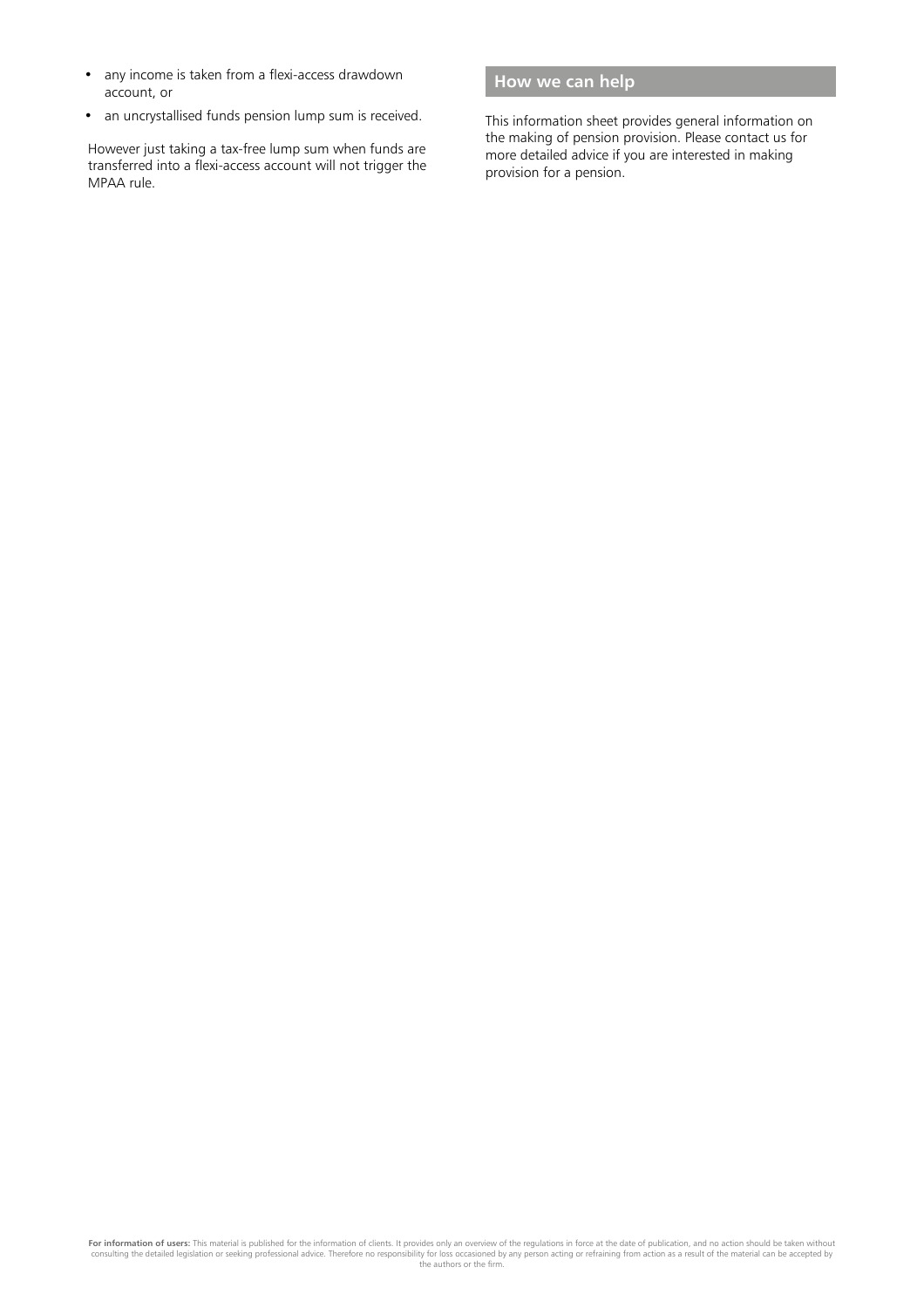- any income is taken from a flexi-access drawdown account, or
- an uncrystallised funds pension lump sum is received.

However just taking a tax-free lump sum when funds are transferred into a flexi-access account will not trigger the MPAA rule.

## How we can help

This information sheet provides general information on the making of pension provision. Please contact us for more detailed advice if you are interested in making provision for a pension.

**For information of users:** This material is published for the information of clients. It provides only an overview of the regulations in force at the date of publication, and no action should be taken without consulting the detailed legislation or seeking professional advice. Therefore no responsibility for loss occasioned by any person acting or refraining from action as a result of the material can be accepted by the authors or the firm.